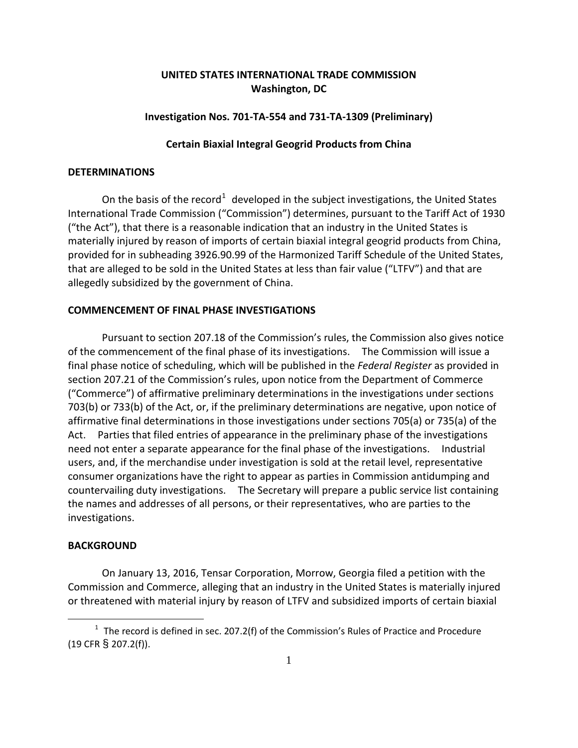**UNITED STATES INTERNATIONAL TRADE COMMISSION**
**Washington, DC**

**Investigation Nos. 701-TA-554 and 731-TA-1309 (Preliminary)**

**Certain Biaxial Integral Geogrid Products from China**

## DETERMINATIONS

On the basis of the record[1] developed in the subject investigations, the United States International Trade Commission ("Commission") determines, pursuant to the Tariff Act of 1930 ("the Act"), that there is a reasonable indication that an industry in the United States is materially injured by reason of imports of certain biaxial integral geogrid products from China, provided for in subheading 3926.90.99 of the Harmonized Tariff Schedule of the United States, that are alleged to be sold in the United States at less than fair value ("LTFV") and that are allegedly subsidized by the government of China.

## COMMENCEMENT OF FINAL PHASE INVESTIGATIONS

Pursuant to section 207.18 of the Commission's rules, the Commission also gives notice of the commencement of the final phase of its investigations. The Commission will issue a final phase notice of scheduling, which will be published in the *Federal Register* as provided in section 207.21 of the Commission's rules, upon notice from the Department of Commerce ("Commerce") of affirmative preliminary determinations in the investigations under sections 703(b) or 733(b) of the Act, or, if the preliminary determinations are negative, upon notice of affirmative final determinations in those investigations under sections 705(a) or 735(a) of the Act. Parties that filed entries of appearance in the preliminary phase of the investigations need not enter a separate appearance for the final phase of the investigations. Industrial users, and, if the merchandise under investigation is sold at the retail level, representative consumer organizations have the right to appear as parties in Commission antidumping and countervailing duty investigations. The Secretary will prepare a public service list containing the names and addresses of all persons, or their representatives, who are parties to the investigations.

## BACKGROUND

On January 13, 2016, Tensar Corporation, Morrow, Georgia filed a petition with the Commission and Commerce, alleging that an industry in the United States is materially injured or threatened with material injury by reason of LTFV and subsidized imports of certain biaxial

[1] The record is defined in sec. 207.2(f) of the Commission's Rules of Practice and Procedure (19 CFR § 207.2(f)).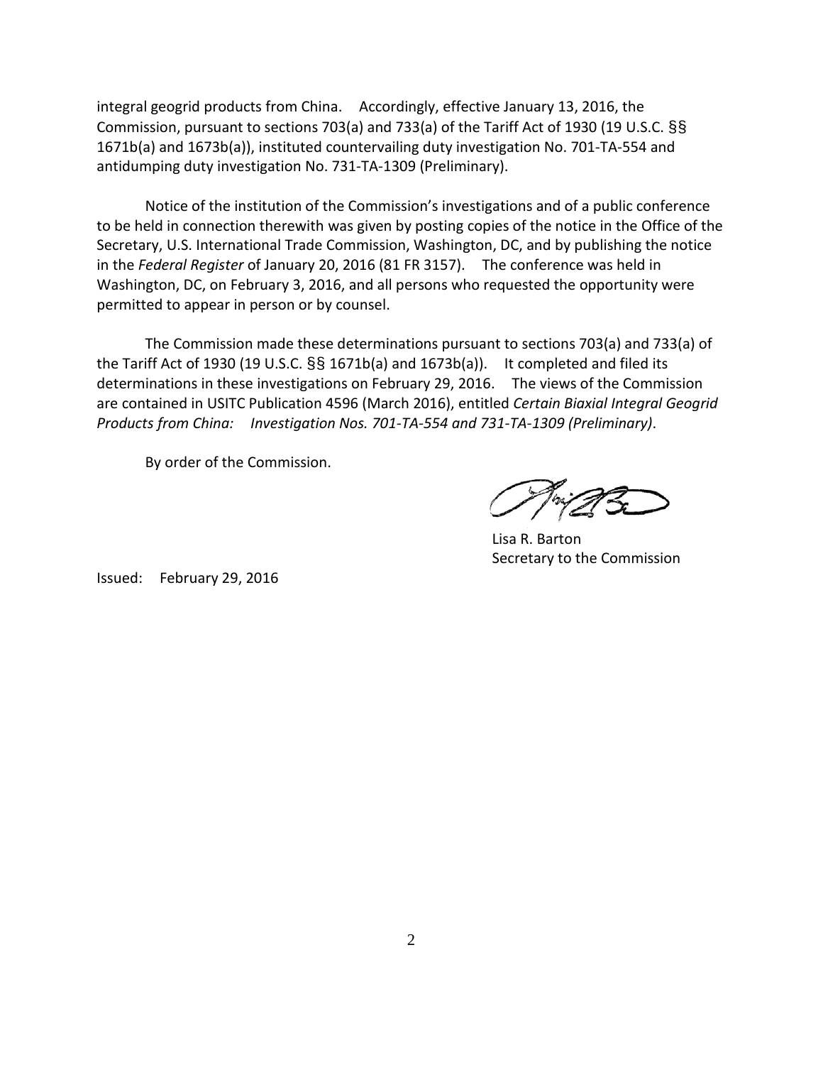integral geogrid products from China. Accordingly, effective January 13, 2016, the Commission, pursuant to sections 703(a) and 733(a) of the Tariff Act of 1930 (19 U.S.C. §§ 1671b(a) and 1673b(a)), instituted countervailing duty investigation No. 701-TA-554 and antidumping duty investigation No. 731-TA-1309 (Preliminary).

Notice of the institution of the Commission's investigations and of a public conference to be held in connection therewith was given by posting copies of the notice in the Office of the Secretary, U.S. International Trade Commission, Washington, DC, and by publishing the notice in the *Federal Register* of January 20, 2016 (81 FR 3157). The conference was held in Washington, DC, on February 3, 2016, and all persons who requested the opportunity were permitted to appear in person or by counsel.

The Commission made these determinations pursuant to sections 703(a) and 733(a) of the Tariff Act of 1930 (19 U.S.C. §§ 1671b(a) and 1673b(a)). It completed and filed its determinations in these investigations on February 29, 2016. The views of the Commission are contained in USITC Publication 4596 (March 2016), entitled *Certain Biaxial Integral Geogrid Products from China: Investigation Nos. 701-TA-554 and 731-TA-1309 (Preliminary)*.

By order of the Commission.

Lisa R. Barton
Secretary to the Commission

Issued: February 29, 2016